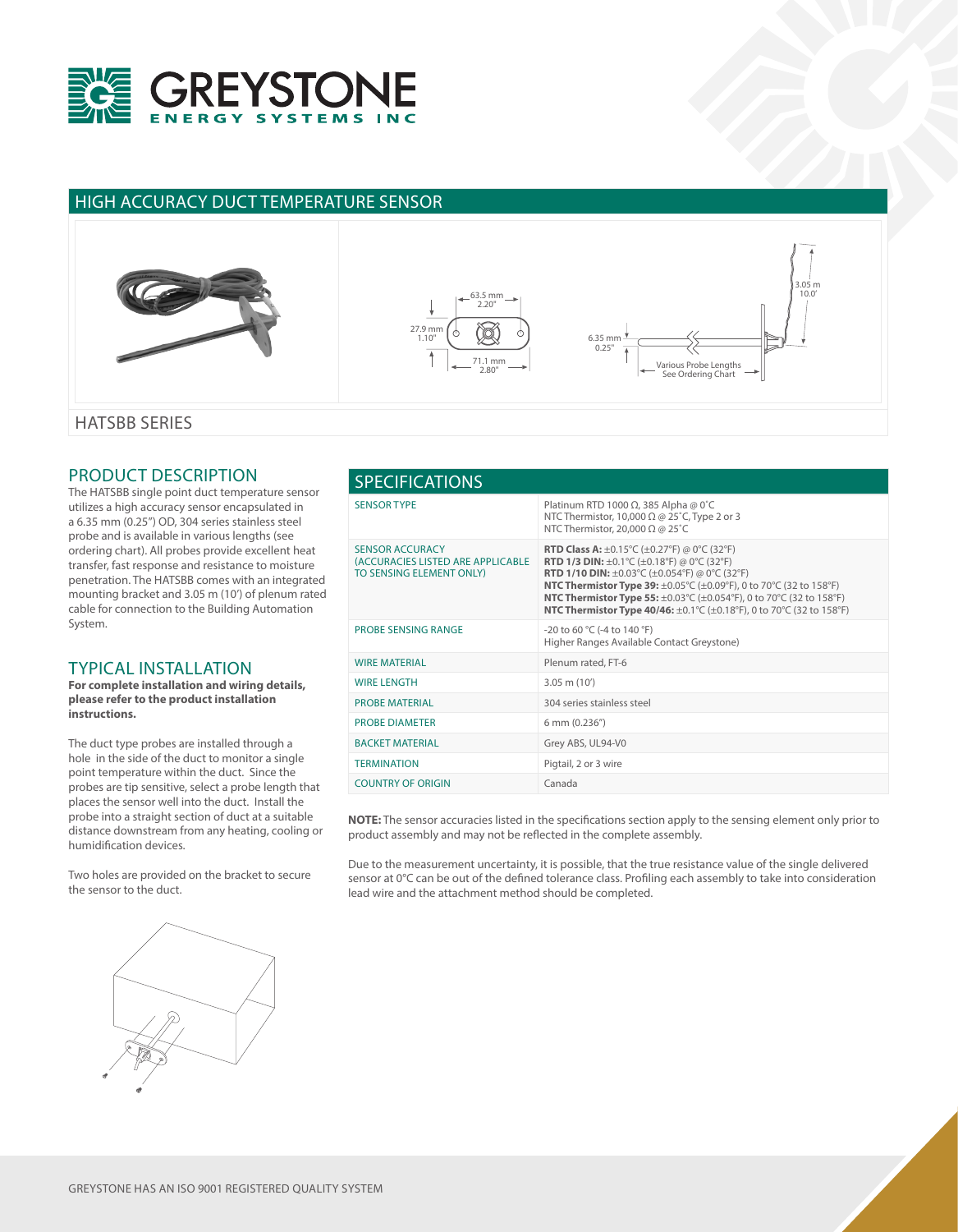# GREYSTONE ENERGY SYSTEMS INC

## HIGH ACCURACY DUCT TEMPERATURE SENSOR

63.5 mm 2.20"
27.9 mm 1.10"
71.1 mm 2.80"
6.35 mm 0.25"
3.05 m 10.0'
Various Probe Lengths See Ordering Chart

## HATSBB SERIES

## PRODUCT DESCRIPTION

The HATSBB single point duct temperature sensor utilizes a high accuracy sensor encapsulated in a 6.35 mm (0.25") OD, 304 series stainless steel probe and is available in various lengths (see ordering chart). All probes provide excellent heat transfer, fast response and resistance to moisture penetration. The HATSBB comes with an integrated mounting bracket and 3.05 m (10') of plenum rated cable for connection to the Building Automation System.

## TYPICAL INSTALLATION

**For complete installation and wiring details, please refer to the product installation instructions.**

The duct type probes are installed through a hole in the side of the duct to monitor a single point temperature within the duct. Since the probes are tip sensitive, select a probe length that places the sensor well into the duct. Install the probe into a straight section of duct at a suitable distance downstream from any heating, cooling or humidification devices.

Two holes are provided on the bracket to secure the sensor to the duct.

## SPECIFICATIONS

| | |
|---|---|
| SENSOR TYPE | Platinum RTD 1000 Ω, 385 Alpha @ 0˚C<br>NTC Thermistor, 10,000 Ω @ 25˚C, Type 2 or 3<br>NTC Thermistor, 20,000 Ω @ 25˚C |
| SENSOR ACCURACY (ACCURACIES LISTED ARE APPLICABLE TO SENSING ELEMENT ONLY) | **RTD Class A:** ±0.15°C (±0.27°F) @ 0°C (32°F)<br>**RTD 1/3 DIN:** ±0.1°C (±0.18°F) @ 0°C (32°F)<br>**RTD 1/10 DIN:** ±0.03°C (±0.054°F) @ 0°C (32°F)<br>**NTC Thermistor Type 39:** ±0.05°C (±0.09°F), 0 to 70°C (32 to 158°F)<br>**NTC Thermistor Type 55:** ±0.03°C (±0.054°F), 0 to 70°C (32 to 158°F)<br>**NTC Thermistor Type 40/46:** ±0.1°C (±0.18°F), 0 to 70°C (32 to 158°F) |
| PROBE SENSING RANGE | -20 to 60 °C (-4 to 140 °F)<br>Higher Ranges Available Contact Greystone) |
| WIRE MATERIAL | Plenum rated, FT-6 |
| WIRE LENGTH | 3.05 m (10') |
| PROBE MATERIAL | 304 series stainless steel |
| PROBE DIAMETER | 6 mm (0.236") |
| BACKET MATERIAL | Grey ABS, UL94-V0 |
| TERMINATION | Pigtail, 2 or 3 wire |
| COUNTRY OF ORIGIN | Canada |

**NOTE:** The sensor accuracies listed in the specifications section apply to the sensing element only prior to product assembly and may not be reflected in the complete assembly.

Due to the measurement uncertainty, it is possible, that the true resistance value of the single delivered sensor at 0°C can be out of the defined tolerance class. Profiling each assembly to take into consideration lead wire and the attachment method should be completed.

GREYSTONE HAS AN ISO 9001 REGISTERED QUALITY SYSTEM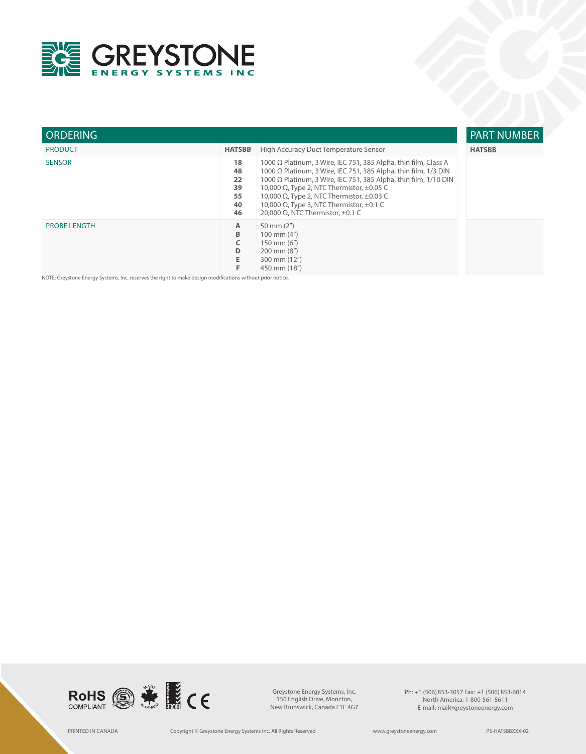## ORDERING

| | | | PART NUMBER |
|---|---|---|---|
| PRODUCT | **HATSBB** | High Accuracy Duct Temperature Sensor | **HATSBB** |
| SENSOR | **18**<br>**48**<br>**22**<br>**39**<br>**55**<br>**40**<br>**46** | 1000 Ω Platinum, 3 Wire, IEC 751, 385 Alpha, thin film, Class A<br>1000 Ω Platinum, 3 Wire, IEC 751, 385 Alpha, thin film, 1/3 DIN<br>1000 Ω Platinum, 3 Wire, IEC 751, 385 Alpha, thin film, 1/10 DIN<br>10,000 Ω, Type 2, NTC Thermistor, ±0.05 C<br>10,000 Ω, Type 2, NTC Thermistor, ±0.03 C<br>10,000 Ω, Type 3, NTC Thermistor, ±0.1 C<br>20,000 Ω, NTC Thermistor, ±0.1 C | |
| PROBE LENGTH | **A**<br>**B**<br>**C**<br>**D**<br>**E**<br>**F** | 50 mm (2")<br>100 mm (4")<br>150 mm (6")<br>200 mm (8")<br>300 mm (12")<br>450 mm (18") | |

NOTE: Greystone Energy Systems, Inc. reserves the right to make design modifications without prior notice.

Greystone Energy Systems, Inc.
150 English Drive, Moncton,
New Brunswick, Canada E1E 4G7

Ph: +1 (506) 853-3057 Fax: +1 (506) 853-6014
North America: 1-800-561-5611
E-mail: mail@greystoneenergy.com

PRINTED IN CANADA

Copyright © Greystone Energy Systems Inc. All Rights Reserved

www.greystoneenergy.com

PS-HATSBBXXX-02